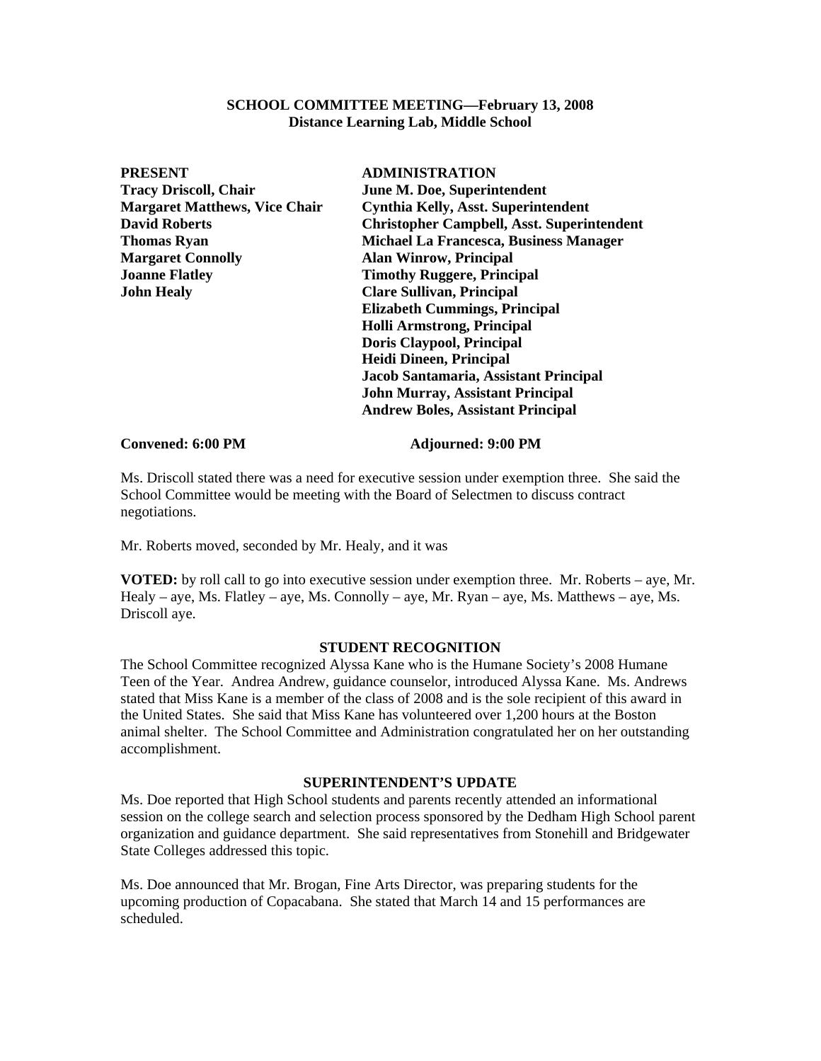**SCHOOL COMMITTEE MEETING—February 13, 2008**
**Distance Learning Lab, Middle School**

| **PRESENT** | **ADMINISTRATION** |
|---|---|
| **Tracy Driscoll, Chair** | **June M. Doe, Superintendent** |
| **Margaret Matthews, Vice Chair** | **Cynthia Kelly, Asst. Superintendent** |
| **David Roberts** | **Christopher Campbell, Asst. Superintendent** |
| **Thomas Ryan** | **Michael La Francesca, Business Manager** |
| **Margaret Connolly** | **Alan Winrow, Principal** |
| **Joanne Flatley** | **Timothy Ruggere, Principal** |
| **John Healy** | **Clare Sullivan, Principal** |
| | **Elizabeth Cummings, Principal** |
| | **Holli Armstrong, Principal** |
| | **Doris Claypool, Principal** |
| | **Heidi Dineen, Principal** |
| | **Jacob Santamaria, Assistant Principal** |
| | **John Murray, Assistant Principal** |
| | **Andrew Boles, Assistant Principal** |

**Convened: 6:00 PM** **Adjourned: 9:00 PM**

Ms. Driscoll stated there was a need for executive session under exemption three. She said the School Committee would be meeting with the Board of Selectmen to discuss contract negotiations.

Mr. Roberts moved, seconded by Mr. Healy, and it was

**VOTED:** by roll call to go into executive session under exemption three. Mr. Roberts – aye, Mr. Healy – aye, Ms. Flatley – aye, Ms. Connolly – aye, Mr. Ryan – aye, Ms. Matthews – aye, Ms. Driscoll aye.

## STUDENT RECOGNITION

The School Committee recognized Alyssa Kane who is the Humane Society's 2008 Humane Teen of the Year. Andrea Andrew, guidance counselor, introduced Alyssa Kane. Ms. Andrews stated that Miss Kane is a member of the class of 2008 and is the sole recipient of this award in the United States. She said that Miss Kane has volunteered over 1,200 hours at the Boston animal shelter. The School Committee and Administration congratulated her on her outstanding accomplishment.

## SUPERINTENDENT'S UPDATE

Ms. Doe reported that High School students and parents recently attended an informational session on the college search and selection process sponsored by the Dedham High School parent organization and guidance department. She said representatives from Stonehill and Bridgewater State Colleges addressed this topic.

Ms. Doe announced that Mr. Brogan, Fine Arts Director, was preparing students for the upcoming production of Copacabana. She stated that March 14 and 15 performances are scheduled.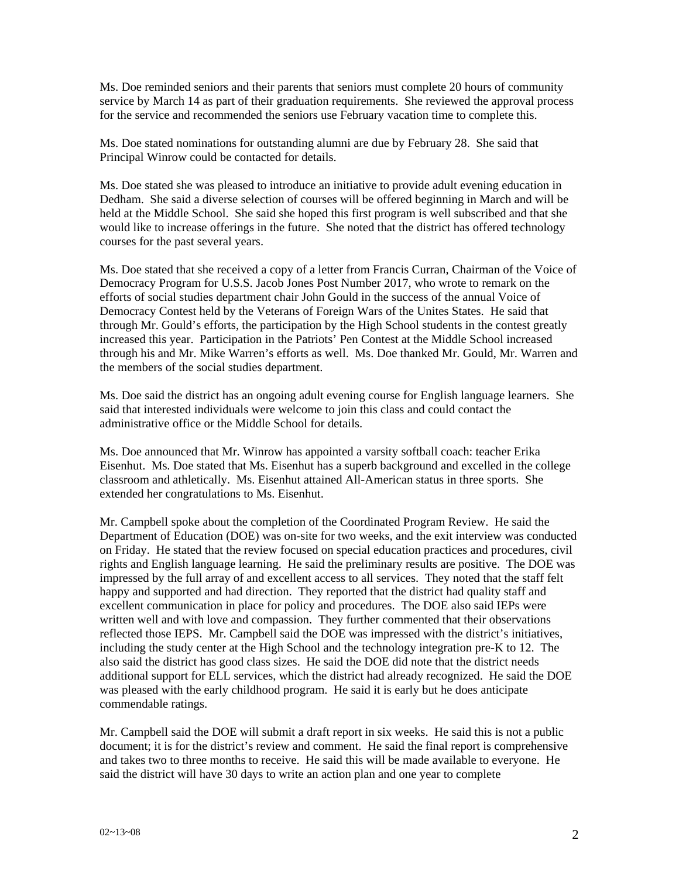Ms. Doe reminded seniors and their parents that seniors must complete 20 hours of community service by March 14 as part of their graduation requirements. She reviewed the approval process for the service and recommended the seniors use February vacation time to complete this.

Ms. Doe stated nominations for outstanding alumni are due by February 28. She said that Principal Winrow could be contacted for details.

Ms. Doe stated she was pleased to introduce an initiative to provide adult evening education in Dedham. She said a diverse selection of courses will be offered beginning in March and will be held at the Middle School. She said she hoped this first program is well subscribed and that she would like to increase offerings in the future. She noted that the district has offered technology courses for the past several years.

Ms. Doe stated that she received a copy of a letter from Francis Curran, Chairman of the Voice of Democracy Program for U.S.S. Jacob Jones Post Number 2017, who wrote to remark on the efforts of social studies department chair John Gould in the success of the annual Voice of Democracy Contest held by the Veterans of Foreign Wars of the Unites States. He said that through Mr. Gould's efforts, the participation by the High School students in the contest greatly increased this year. Participation in the Patriots' Pen Contest at the Middle School increased through his and Mr. Mike Warren's efforts as well. Ms. Doe thanked Mr. Gould, Mr. Warren and the members of the social studies department.

Ms. Doe said the district has an ongoing adult evening course for English language learners. She said that interested individuals were welcome to join this class and could contact the administrative office or the Middle School for details.

Ms. Doe announced that Mr. Winrow has appointed a varsity softball coach: teacher Erika Eisenhut. Ms. Doe stated that Ms. Eisenhut has a superb background and excelled in the college classroom and athletically. Ms. Eisenhut attained All-American status in three sports. She extended her congratulations to Ms. Eisenhut.

Mr. Campbell spoke about the completion of the Coordinated Program Review. He said the Department of Education (DOE) was on-site for two weeks, and the exit interview was conducted on Friday. He stated that the review focused on special education practices and procedures, civil rights and English language learning. He said the preliminary results are positive. The DOE was impressed by the full array of and excellent access to all services. They noted that the staff felt happy and supported and had direction. They reported that the district had quality staff and excellent communication in place for policy and procedures. The DOE also said IEPs were written well and with love and compassion. They further commented that their observations reflected those IEPS. Mr. Campbell said the DOE was impressed with the district's initiatives, including the study center at the High School and the technology integration pre-K to 12. The also said the district has good class sizes. He said the DOE did note that the district needs additional support for ELL services, which the district had already recognized. He said the DOE was pleased with the early childhood program. He said it is early but he does anticipate commendable ratings.

Mr. Campbell said the DOE will submit a draft report in six weeks. He said this is not a public document; it is for the district's review and comment. He said the final report is comprehensive and takes two to three months to receive. He said this will be made available to everyone. He said the district will have 30 days to write an action plan and one year to complete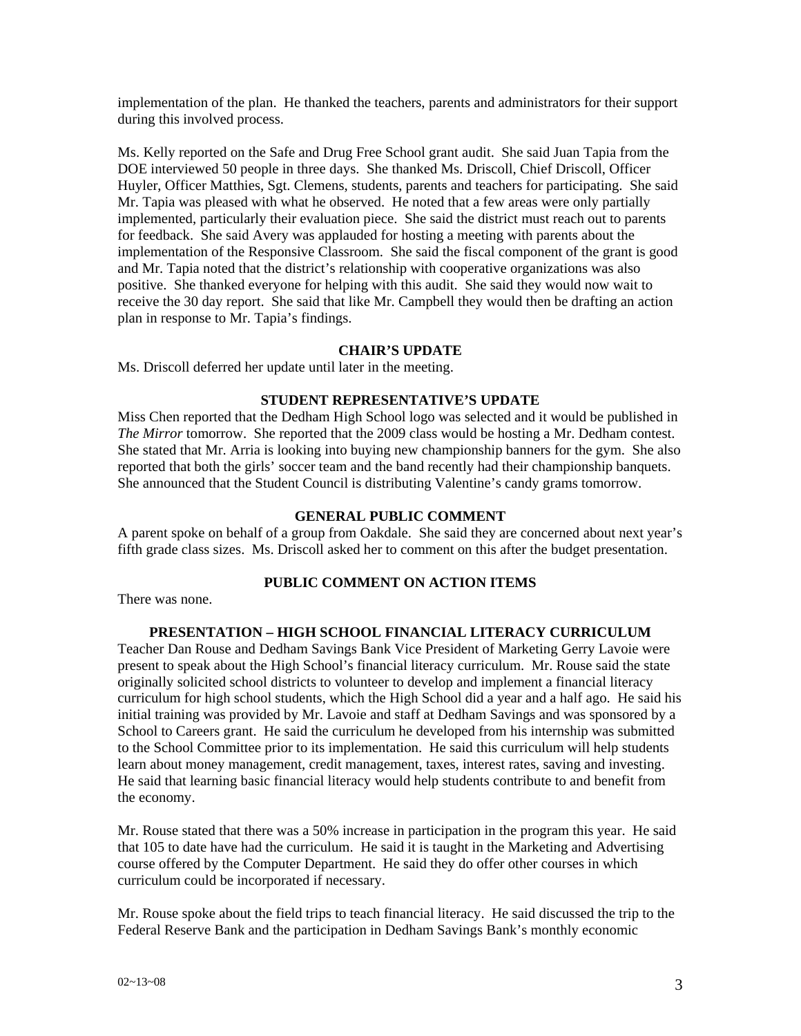implementation of the plan. He thanked the teachers, parents and administrators for their support during this involved process.

Ms. Kelly reported on the Safe and Drug Free School grant audit. She said Juan Tapia from the DOE interviewed 50 people in three days. She thanked Ms. Driscoll, Chief Driscoll, Officer Huyler, Officer Matthies, Sgt. Clemens, students, parents and teachers for participating. She said Mr. Tapia was pleased with what he observed. He noted that a few areas were only partially implemented, particularly their evaluation piece. She said the district must reach out to parents for feedback. She said Avery was applauded for hosting a meeting with parents about the implementation of the Responsive Classroom. She said the fiscal component of the grant is good and Mr. Tapia noted that the district's relationship with cooperative organizations was also positive. She thanked everyone for helping with this audit. She said they would now wait to receive the 30 day report. She said that like Mr. Campbell they would then be drafting an action plan in response to Mr. Tapia's findings.

## CHAIR'S UPDATE

Ms. Driscoll deferred her update until later in the meeting.

## STUDENT REPRESENTATIVE'S UPDATE

Miss Chen reported that the Dedham High School logo was selected and it would be published in *The Mirror* tomorrow. She reported that the 2009 class would be hosting a Mr. Dedham contest. She stated that Mr. Arria is looking into buying new championship banners for the gym. She also reported that both the girls' soccer team and the band recently had their championship banquets. She announced that the Student Council is distributing Valentine's candy grams tomorrow.

## GENERAL PUBLIC COMMENT

A parent spoke on behalf of a group from Oakdale. She said they are concerned about next year's fifth grade class sizes. Ms. Driscoll asked her to comment on this after the budget presentation.

## PUBLIC COMMENT ON ACTION ITEMS

There was none.

## PRESENTATION – HIGH SCHOOL FINANCIAL LITERACY CURRICULUM

Teacher Dan Rouse and Dedham Savings Bank Vice President of Marketing Gerry Lavoie were present to speak about the High School's financial literacy curriculum. Mr. Rouse said the state originally solicited school districts to volunteer to develop and implement a financial literacy curriculum for high school students, which the High School did a year and a half ago. He said his initial training was provided by Mr. Lavoie and staff at Dedham Savings and was sponsored by a School to Careers grant. He said the curriculum he developed from his internship was submitted to the School Committee prior to its implementation. He said this curriculum will help students learn about money management, credit management, taxes, interest rates, saving and investing. He said that learning basic financial literacy would help students contribute to and benefit from the economy.

Mr. Rouse stated that there was a 50% increase in participation in the program this year. He said that 105 to date have had the curriculum. He said it is taught in the Marketing and Advertising course offered by the Computer Department. He said they do offer other courses in which curriculum could be incorporated if necessary.

Mr. Rouse spoke about the field trips to teach financial literacy. He said discussed the trip to the Federal Reserve Bank and the participation in Dedham Savings Bank's monthly economic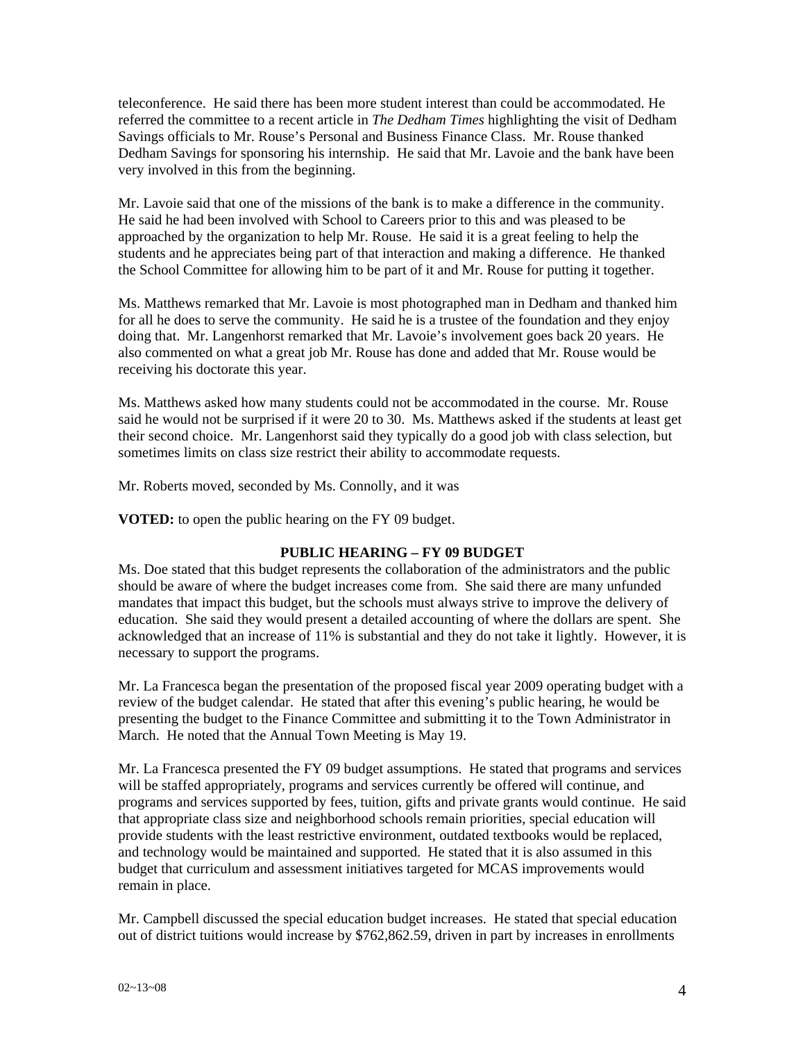teleconference. He said there has been more student interest than could be accommodated. He referred the committee to a recent article in *The Dedham Times* highlighting the visit of Dedham Savings officials to Mr. Rouse's Personal and Business Finance Class. Mr. Rouse thanked Dedham Savings for sponsoring his internship. He said that Mr. Lavoie and the bank have been very involved in this from the beginning.

Mr. Lavoie said that one of the missions of the bank is to make a difference in the community. He said he had been involved with School to Careers prior to this and was pleased to be approached by the organization to help Mr. Rouse. He said it is a great feeling to help the students and he appreciates being part of that interaction and making a difference. He thanked the School Committee for allowing him to be part of it and Mr. Rouse for putting it together.

Ms. Matthews remarked that Mr. Lavoie is most photographed man in Dedham and thanked him for all he does to serve the community. He said he is a trustee of the foundation and they enjoy doing that. Mr. Langenhorst remarked that Mr. Lavoie's involvement goes back 20 years. He also commented on what a great job Mr. Rouse has done and added that Mr. Rouse would be receiving his doctorate this year.

Ms. Matthews asked how many students could not be accommodated in the course. Mr. Rouse said he would not be surprised if it were 20 to 30. Ms. Matthews asked if the students at least get their second choice. Mr. Langenhorst said they typically do a good job with class selection, but sometimes limits on class size restrict their ability to accommodate requests.

Mr. Roberts moved, seconded by Ms. Connolly, and it was

**VOTED:** to open the public hearing on the FY 09 budget.

## PUBLIC HEARING – FY 09 BUDGET

Ms. Doe stated that this budget represents the collaboration of the administrators and the public should be aware of where the budget increases come from. She said there are many unfunded mandates that impact this budget, but the schools must always strive to improve the delivery of education. She said they would present a detailed accounting of where the dollars are spent. She acknowledged that an increase of 11% is substantial and they do not take it lightly. However, it is necessary to support the programs.

Mr. La Francesca began the presentation of the proposed fiscal year 2009 operating budget with a review of the budget calendar. He stated that after this evening's public hearing, he would be presenting the budget to the Finance Committee and submitting it to the Town Administrator in March. He noted that the Annual Town Meeting is May 19.

Mr. La Francesca presented the FY 09 budget assumptions. He stated that programs and services will be staffed appropriately, programs and services currently be offered will continue, and programs and services supported by fees, tuition, gifts and private grants would continue. He said that appropriate class size and neighborhood schools remain priorities, special education will provide students with the least restrictive environment, outdated textbooks would be replaced, and technology would be maintained and supported. He stated that it is also assumed in this budget that curriculum and assessment initiatives targeted for MCAS improvements would remain in place.

Mr. Campbell discussed the special education budget increases. He stated that special education out of district tuitions would increase by $762,862.59, driven in part by increases in enrollments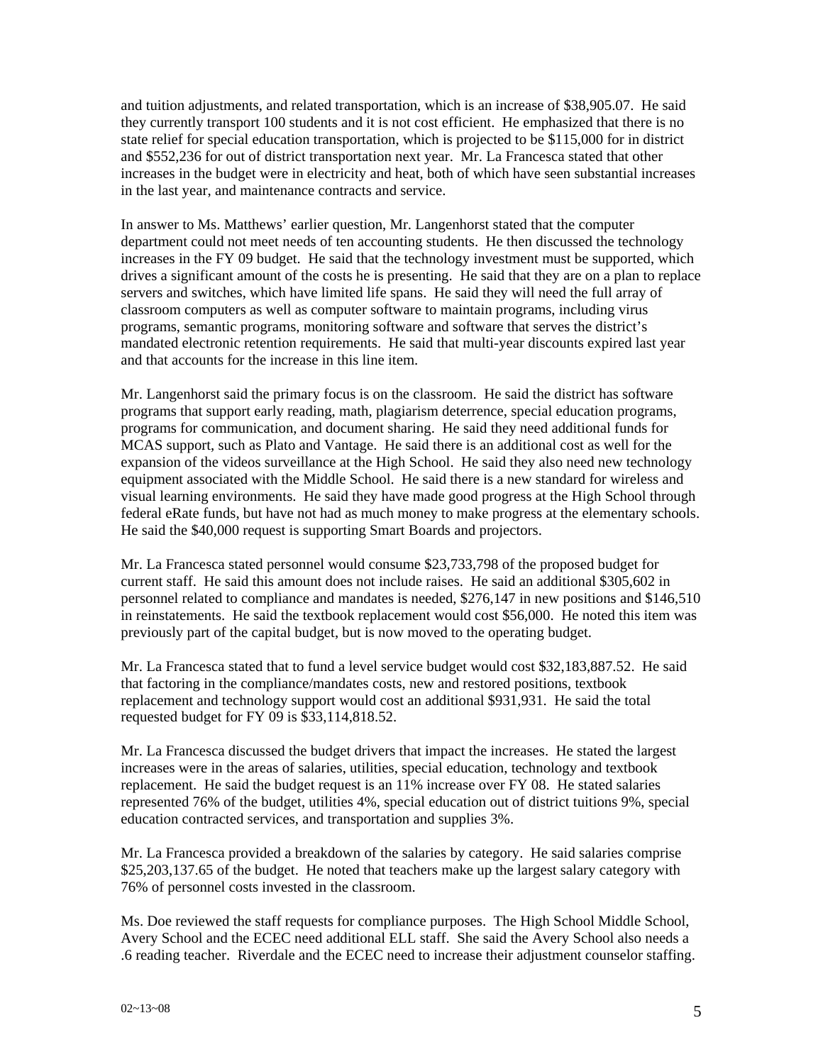and tuition adjustments, and related transportation, which is an increase of $38,905.07. He said they currently transport 100 students and it is not cost efficient. He emphasized that there is no state relief for special education transportation, which is projected to be $115,000 for in district and $552,236 for out of district transportation next year. Mr. La Francesca stated that other increases in the budget were in electricity and heat, both of which have seen substantial increases in the last year, and maintenance contracts and service.

In answer to Ms. Matthews' earlier question, Mr. Langenhorst stated that the computer department could not meet needs of ten accounting students. He then discussed the technology increases in the FY 09 budget. He said that the technology investment must be supported, which drives a significant amount of the costs he is presenting. He said that they are on a plan to replace servers and switches, which have limited life spans. He said they will need the full array of classroom computers as well as computer software to maintain programs, including virus programs, semantic programs, monitoring software and software that serves the district's mandated electronic retention requirements. He said that multi-year discounts expired last year and that accounts for the increase in this line item.

Mr. Langenhorst said the primary focus is on the classroom. He said the district has software programs that support early reading, math, plagiarism deterrence, special education programs, programs for communication, and document sharing. He said they need additional funds for MCAS support, such as Plato and Vantage. He said there is an additional cost as well for the expansion of the videos surveillance at the High School. He said they also need new technology equipment associated with the Middle School. He said there is a new standard for wireless and visual learning environments. He said they have made good progress at the High School through federal eRate funds, but have not had as much money to make progress at the elementary schools. He said the $40,000 request is supporting Smart Boards and projectors.

Mr. La Francesca stated personnel would consume $23,733,798 of the proposed budget for current staff. He said this amount does not include raises. He said an additional $305,602 in personnel related to compliance and mandates is needed, $276,147 in new positions and $146,510 in reinstatements. He said the textbook replacement would cost $56,000. He noted this item was previously part of the capital budget, but is now moved to the operating budget.

Mr. La Francesca stated that to fund a level service budget would cost $32,183,887.52. He said that factoring in the compliance/mandates costs, new and restored positions, textbook replacement and technology support would cost an additional $931,931. He said the total requested budget for FY 09 is $33,114,818.52.

Mr. La Francesca discussed the budget drivers that impact the increases. He stated the largest increases were in the areas of salaries, utilities, special education, technology and textbook replacement. He said the budget request is an 11% increase over FY 08. He stated salaries represented 76% of the budget, utilities 4%, special education out of district tuitions 9%, special education contracted services, and transportation and supplies 3%.

Mr. La Francesca provided a breakdown of the salaries by category. He said salaries comprise $25,203,137.65 of the budget. He noted that teachers make up the largest salary category with 76% of personnel costs invested in the classroom.

Ms. Doe reviewed the staff requests for compliance purposes. The High School Middle School, Avery School and the ECEC need additional ELL staff. She said the Avery School also needs a .6 reading teacher. Riverdale and the ECEC need to increase their adjustment counselor staffing.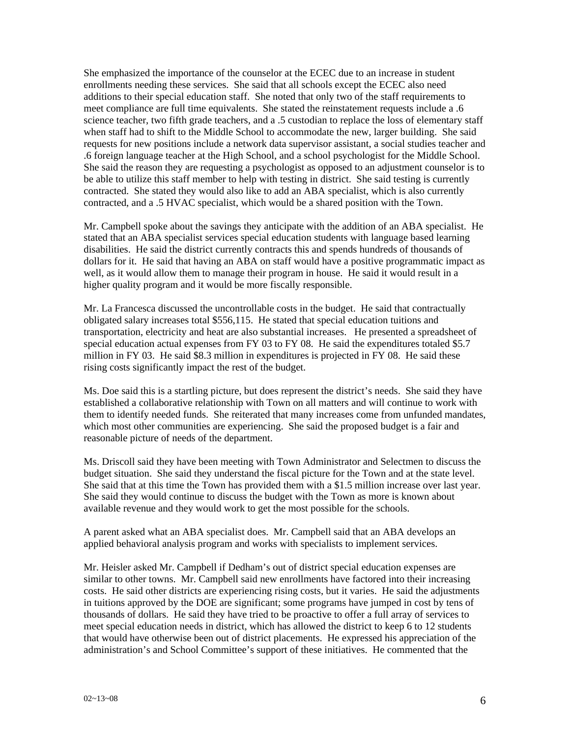She emphasized the importance of the counselor at the ECEC due to an increase in student enrollments needing these services. She said that all schools except the ECEC also need additions to their special education staff. She noted that only two of the staff requirements to meet compliance are full time equivalents. She stated the reinstatement requests include a .6 science teacher, two fifth grade teachers, and a .5 custodian to replace the loss of elementary staff when staff had to shift to the Middle School to accommodate the new, larger building. She said requests for new positions include a network data supervisor assistant, a social studies teacher and .6 foreign language teacher at the High School, and a school psychologist for the Middle School. She said the reason they are requesting a psychologist as opposed to an adjustment counselor is to be able to utilize this staff member to help with testing in district. She said testing is currently contracted. She stated they would also like to add an ABA specialist, which is also currently contracted, and a .5 HVAC specialist, which would be a shared position with the Town.

Mr. Campbell spoke about the savings they anticipate with the addition of an ABA specialist. He stated that an ABA specialist services special education students with language based learning disabilities. He said the district currently contracts this and spends hundreds of thousands of dollars for it. He said that having an ABA on staff would have a positive programmatic impact as well, as it would allow them to manage their program in house. He said it would result in a higher quality program and it would be more fiscally responsible.

Mr. La Francesca discussed the uncontrollable costs in the budget. He said that contractually obligated salary increases total $556,115. He stated that special education tuitions and transportation, electricity and heat are also substantial increases. He presented a spreadsheet of special education actual expenses from FY 03 to FY 08. He said the expenditures totaled $5.7 million in FY 03. He said $8.3 million in expenditures is projected in FY 08. He said these rising costs significantly impact the rest of the budget.

Ms. Doe said this is a startling picture, but does represent the district's needs. She said they have established a collaborative relationship with Town on all matters and will continue to work with them to identify needed funds. She reiterated that many increases come from unfunded mandates, which most other communities are experiencing. She said the proposed budget is a fair and reasonable picture of needs of the department.

Ms. Driscoll said they have been meeting with Town Administrator and Selectmen to discuss the budget situation. She said they understand the fiscal picture for the Town and at the state level. She said that at this time the Town has provided them with a $1.5 million increase over last year. She said they would continue to discuss the budget with the Town as more is known about available revenue and they would work to get the most possible for the schools.

A parent asked what an ABA specialist does. Mr. Campbell said that an ABA develops an applied behavioral analysis program and works with specialists to implement services.

Mr. Heisler asked Mr. Campbell if Dedham's out of district special education expenses are similar to other towns. Mr. Campbell said new enrollments have factored into their increasing costs. He said other districts are experiencing rising costs, but it varies. He said the adjustments in tuitions approved by the DOE are significant; some programs have jumped in cost by tens of thousands of dollars. He said they have tried to be proactive to offer a full array of services to meet special education needs in district, which has allowed the district to keep 6 to 12 students that would have otherwise been out of district placements. He expressed his appreciation of the administration's and School Committee's support of these initiatives. He commented that the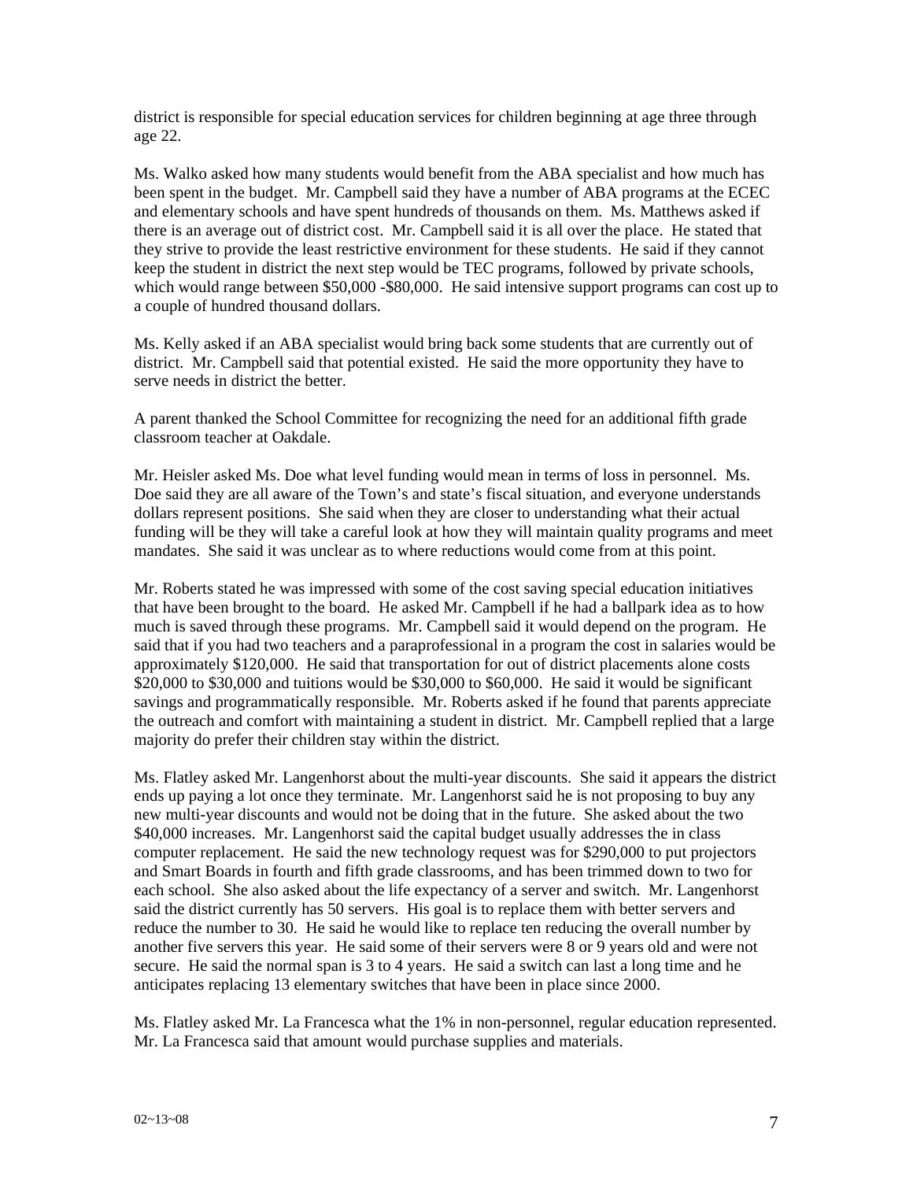district is responsible for special education services for children beginning at age three through age 22.

Ms. Walko asked how many students would benefit from the ABA specialist and how much has been spent in the budget. Mr. Campbell said they have a number of ABA programs at the ECEC and elementary schools and have spent hundreds of thousands on them. Ms. Matthews asked if there is an average out of district cost. Mr. Campbell said it is all over the place. He stated that they strive to provide the least restrictive environment for these students. He said if they cannot keep the student in district the next step would be TEC programs, followed by private schools, which would range between $50,000 -$80,000. He said intensive support programs can cost up to a couple of hundred thousand dollars.

Ms. Kelly asked if an ABA specialist would bring back some students that are currently out of district. Mr. Campbell said that potential existed. He said the more opportunity they have to serve needs in district the better.

A parent thanked the School Committee for recognizing the need for an additional fifth grade classroom teacher at Oakdale.

Mr. Heisler asked Ms. Doe what level funding would mean in terms of loss in personnel. Ms. Doe said they are all aware of the Town's and state's fiscal situation, and everyone understands dollars represent positions. She said when they are closer to understanding what their actual funding will be they will take a careful look at how they will maintain quality programs and meet mandates. She said it was unclear as to where reductions would come from at this point.

Mr. Roberts stated he was impressed with some of the cost saving special education initiatives that have been brought to the board. He asked Mr. Campbell if he had a ballpark idea as to how much is saved through these programs. Mr. Campbell said it would depend on the program. He said that if you had two teachers and a paraprofessional in a program the cost in salaries would be approximately $120,000. He said that transportation for out of district placements alone costs $20,000 to $30,000 and tuitions would be $30,000 to $60,000. He said it would be significant savings and programmatically responsible. Mr. Roberts asked if he found that parents appreciate the outreach and comfort with maintaining a student in district. Mr. Campbell replied that a large majority do prefer their children stay within the district.

Ms. Flatley asked Mr. Langenhorst about the multi-year discounts. She said it appears the district ends up paying a lot once they terminate. Mr. Langenhorst said he is not proposing to buy any new multi-year discounts and would not be doing that in the future. She asked about the two $40,000 increases. Mr. Langenhorst said the capital budget usually addresses the in class computer replacement. He said the new technology request was for $290,000 to put projectors and Smart Boards in fourth and fifth grade classrooms, and has been trimmed down to two for each school. She also asked about the life expectancy of a server and switch. Mr. Langenhorst said the district currently has 50 servers. His goal is to replace them with better servers and reduce the number to 30. He said he would like to replace ten reducing the overall number by another five servers this year. He said some of their servers were 8 or 9 years old and were not secure. He said the normal span is 3 to 4 years. He said a switch can last a long time and he anticipates replacing 13 elementary switches that have been in place since 2000.

Ms. Flatley asked Mr. La Francesca what the 1% in non-personnel, regular education represented. Mr. La Francesca said that amount would purchase supplies and materials.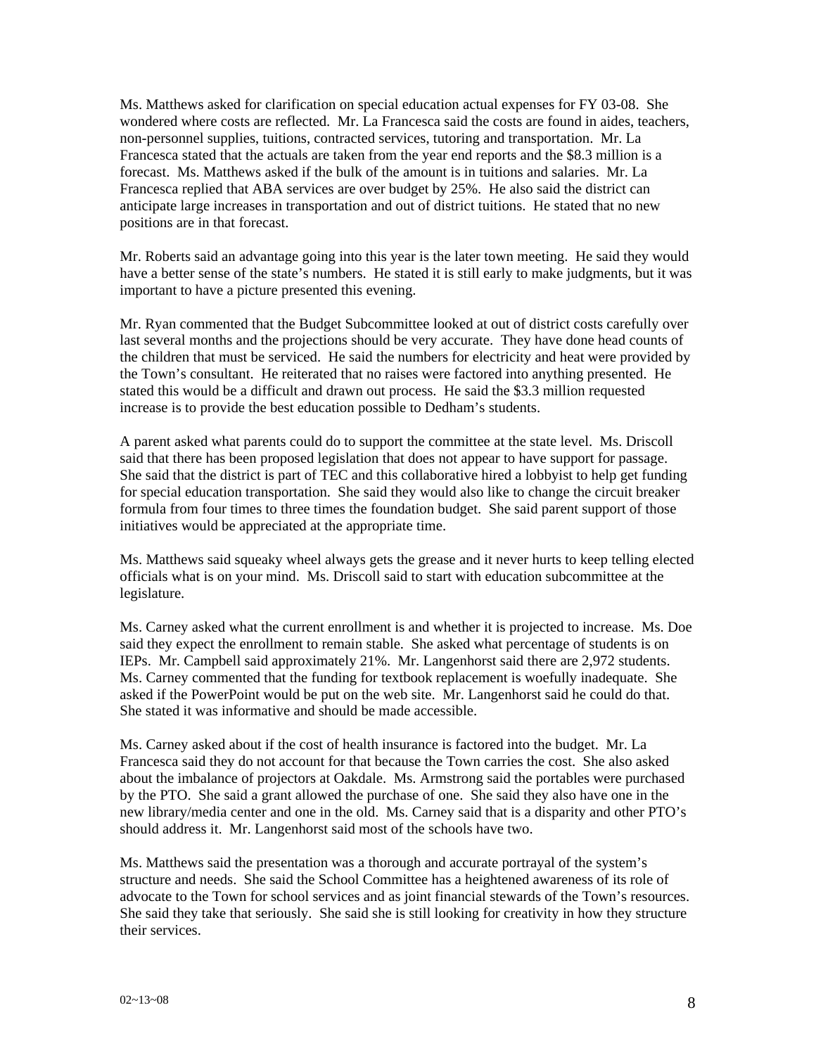Ms. Matthews asked for clarification on special education actual expenses for FY 03-08. She wondered where costs are reflected. Mr. La Francesca said the costs are found in aides, teachers, non-personnel supplies, tuitions, contracted services, tutoring and transportation. Mr. La Francesca stated that the actuals are taken from the year end reports and the $8.3 million is a forecast. Ms. Matthews asked if the bulk of the amount is in tuitions and salaries. Mr. La Francesca replied that ABA services are over budget by 25%. He also said the district can anticipate large increases in transportation and out of district tuitions. He stated that no new positions are in that forecast.

Mr. Roberts said an advantage going into this year is the later town meeting. He said they would have a better sense of the state's numbers. He stated it is still early to make judgments, but it was important to have a picture presented this evening.

Mr. Ryan commented that the Budget Subcommittee looked at out of district costs carefully over last several months and the projections should be very accurate. They have done head counts of the children that must be serviced. He said the numbers for electricity and heat were provided by the Town's consultant. He reiterated that no raises were factored into anything presented. He stated this would be a difficult and drawn out process. He said the $3.3 million requested increase is to provide the best education possible to Dedham's students.

A parent asked what parents could do to support the committee at the state level. Ms. Driscoll said that there has been proposed legislation that does not appear to have support for passage. She said that the district is part of TEC and this collaborative hired a lobbyist to help get funding for special education transportation. She said they would also like to change the circuit breaker formula from four times to three times the foundation budget. She said parent support of those initiatives would be appreciated at the appropriate time.

Ms. Matthews said squeaky wheel always gets the grease and it never hurts to keep telling elected officials what is on your mind. Ms. Driscoll said to start with education subcommittee at the legislature.

Ms. Carney asked what the current enrollment is and whether it is projected to increase. Ms. Doe said they expect the enrollment to remain stable. She asked what percentage of students is on IEPs. Mr. Campbell said approximately 21%. Mr. Langenhorst said there are 2,972 students. Ms. Carney commented that the funding for textbook replacement is woefully inadequate. She asked if the PowerPoint would be put on the web site. Mr. Langenhorst said he could do that. She stated it was informative and should be made accessible.

Ms. Carney asked about if the cost of health insurance is factored into the budget. Mr. La Francesca said they do not account for that because the Town carries the cost. She also asked about the imbalance of projectors at Oakdale. Ms. Armstrong said the portables were purchased by the PTO. She said a grant allowed the purchase of one. She said they also have one in the new library/media center and one in the old. Ms. Carney said that is a disparity and other PTO's should address it. Mr. Langenhorst said most of the schools have two.

Ms. Matthews said the presentation was a thorough and accurate portrayal of the system's structure and needs. She said the School Committee has a heightened awareness of its role of advocate to the Town for school services and as joint financial stewards of the Town's resources. She said they take that seriously. She said she is still looking for creativity in how they structure their services.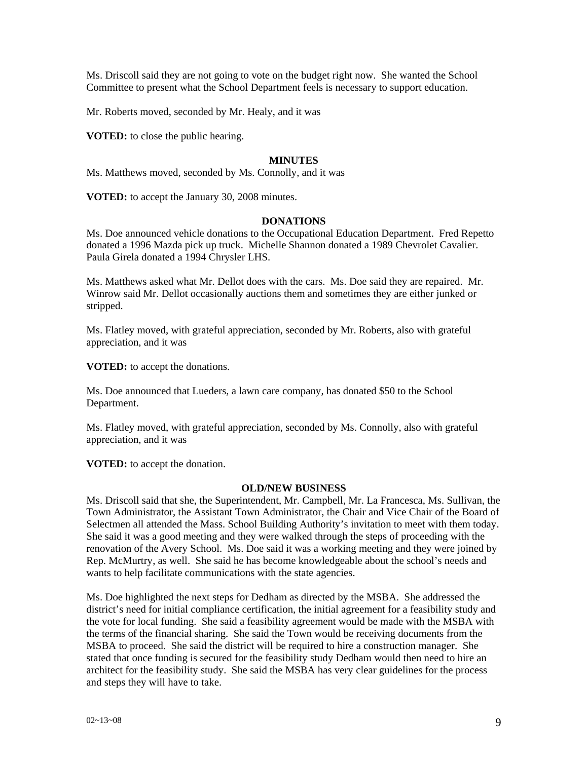Ms. Driscoll said they are not going to vote on the budget right now. She wanted the School Committee to present what the School Department feels is necessary to support education.

Mr. Roberts moved, seconded by Mr. Healy, and it was

**VOTED:** to close the public hearing.

## MINUTES

Ms. Matthews moved, seconded by Ms. Connolly, and it was

**VOTED:** to accept the January 30, 2008 minutes.

## DONATIONS

Ms. Doe announced vehicle donations to the Occupational Education Department. Fred Repetto donated a 1996 Mazda pick up truck. Michelle Shannon donated a 1989 Chevrolet Cavalier. Paula Girela donated a 1994 Chrysler LHS.

Ms. Matthews asked what Mr. Dellot does with the cars. Ms. Doe said they are repaired. Mr. Winrow said Mr. Dellot occasionally auctions them and sometimes they are either junked or stripped.

Ms. Flatley moved, with grateful appreciation, seconded by Mr. Roberts, also with grateful appreciation, and it was

**VOTED:** to accept the donations.

Ms. Doe announced that Lueders, a lawn care company, has donated $50 to the School Department.

Ms. Flatley moved, with grateful appreciation, seconded by Ms. Connolly, also with grateful appreciation, and it was

**VOTED:** to accept the donation.

## OLD/NEW BUSINESS

Ms. Driscoll said that she, the Superintendent, Mr. Campbell, Mr. La Francesca, Ms. Sullivan, the Town Administrator, the Assistant Town Administrator, the Chair and Vice Chair of the Board of Selectmen all attended the Mass. School Building Authority's invitation to meet with them today. She said it was a good meeting and they were walked through the steps of proceeding with the renovation of the Avery School. Ms. Doe said it was a working meeting and they were joined by Rep. McMurtry, as well. She said he has become knowledgeable about the school's needs and wants to help facilitate communications with the state agencies.

Ms. Doe highlighted the next steps for Dedham as directed by the MSBA. She addressed the district's need for initial compliance certification, the initial agreement for a feasibility study and the vote for local funding. She said a feasibility agreement would be made with the MSBA with the terms of the financial sharing. She said the Town would be receiving documents from the MSBA to proceed. She said the district will be required to hire a construction manager. She stated that once funding is secured for the feasibility study Dedham would then need to hire an architect for the feasibility study. She said the MSBA has very clear guidelines for the process and steps they will have to take.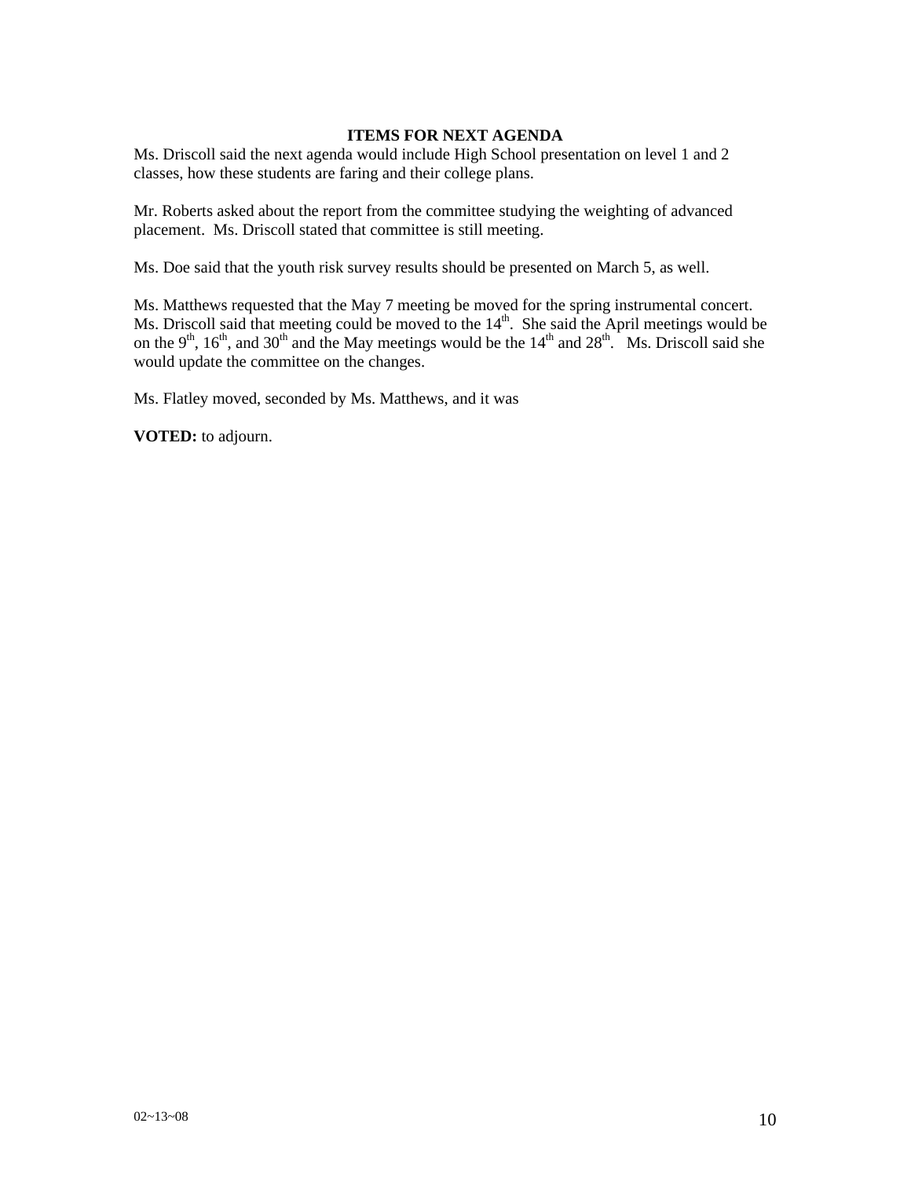## ITEMS FOR NEXT AGENDA

Ms. Driscoll said the next agenda would include High School presentation on level 1 and 2 classes, how these students are faring and their college plans.

Mr. Roberts asked about the report from the committee studying the weighting of advanced placement. Ms. Driscoll stated that committee is still meeting.

Ms. Doe said that the youth risk survey results should be presented on March 5, as well.

Ms. Matthews requested that the May 7 meeting be moved for the spring instrumental concert. Ms. Driscoll said that meeting could be moved to the 14th. She said the April meetings would be on the 9th, 16th, and 30th and the May meetings would be the 14th and 28th. Ms. Driscoll said she would update the committee on the changes.

Ms. Flatley moved, seconded by Ms. Matthews, and it was

**VOTED:** to adjourn.